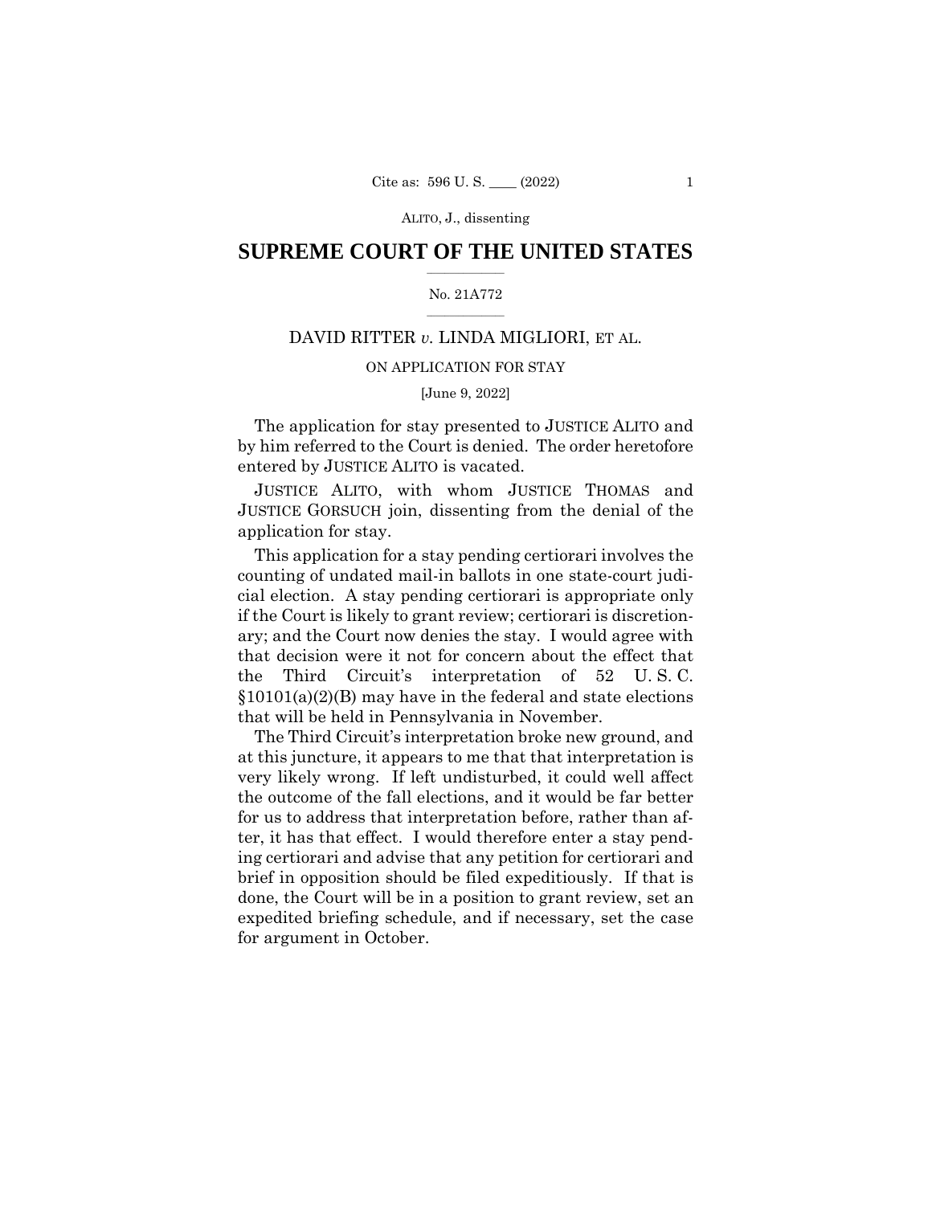# SUPREME COURT OF THE UNITED STATES

No. 21A772

DAVID RITTER *v.* LINDA MIGLIORI, ET AL.

ON APPLICATION FOR STAY

[June 9, 2022]

The application for stay presented to JUSTICE ALITO and by him referred to the Court is denied. The order heretofore entered by JUSTICE ALITO is vacated.

JUSTICE ALITO, with whom JUSTICE THOMAS and JUSTICE GORSUCH join, dissenting from the denial of the application for stay.

This application for a stay pending certiorari involves the counting of undated mail-in ballots in one state-court judicial election. A stay pending certiorari is appropriate only if the Court is likely to grant review; certiorari is discretionary; and the Court now denies the stay. I would agree with that decision were it not for concern about the effect that the Third Circuit's interpretation of 52 U. S. C. §10101(a)(2)(B) may have in the federal and state elections that will be held in Pennsylvania in November.

The Third Circuit's interpretation broke new ground, and at this juncture, it appears to me that that interpretation is very likely wrong. If left undisturbed, it could well affect the outcome of the fall elections, and it would be far better for us to address that interpretation before, rather than after, it has that effect. I would therefore enter a stay pending certiorari and advise that any petition for certiorari and brief in opposition should be filed expeditiously. If that is done, the Court will be in a position to grant review, set an expedited briefing schedule, and if necessary, set the case for argument in October.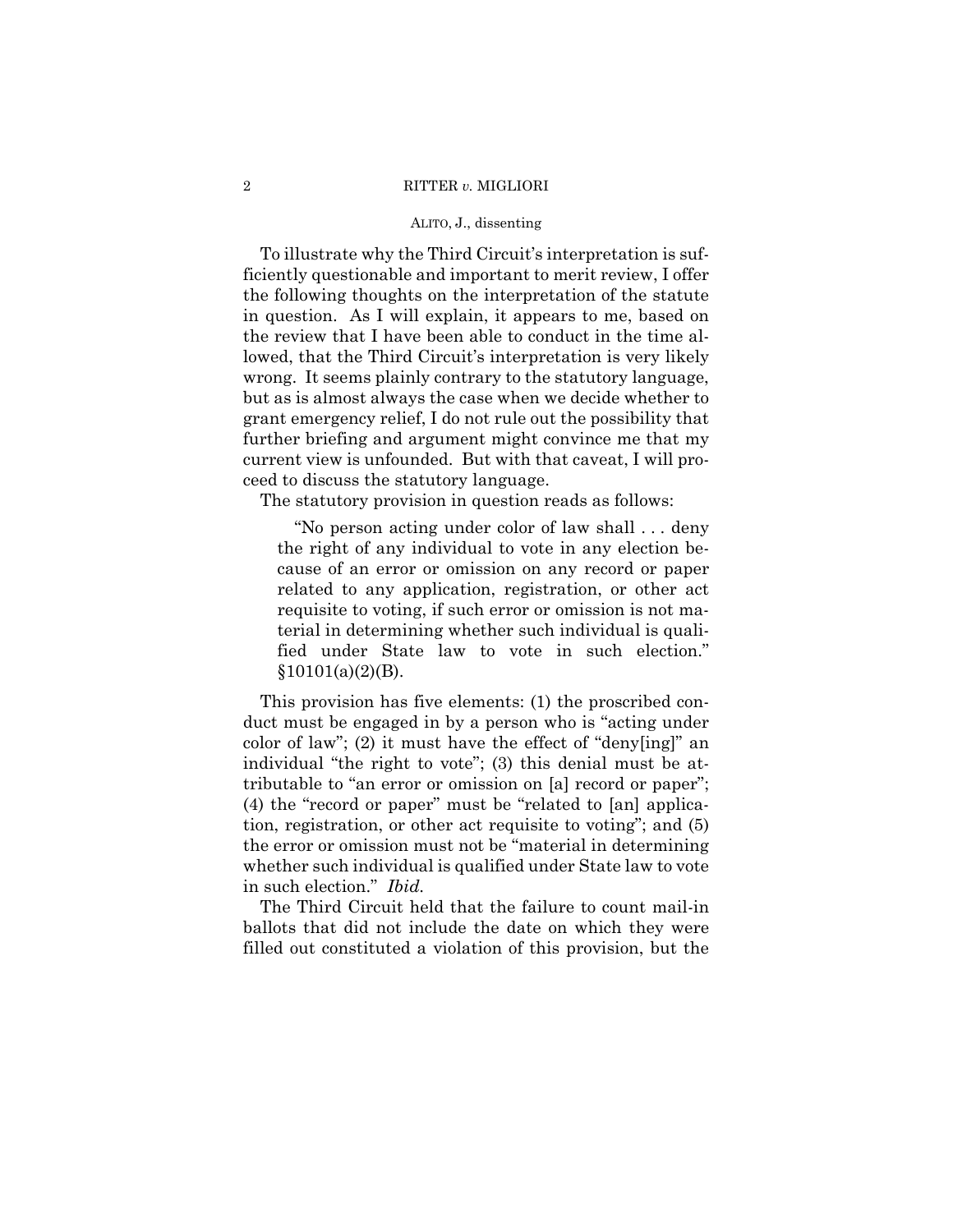To illustrate why the Third Circuit's interpretation is sufficiently questionable and important to merit review, I offer the following thoughts on the interpretation of the statute in question. As I will explain, it appears to me, based on the review that I have been able to conduct in the time allowed, that the Third Circuit's interpretation is very likely wrong. It seems plainly contrary to the statutory language, but as is almost always the case when we decide whether to grant emergency relief, I do not rule out the possibility that further briefing and argument might convince me that my current view is unfounded. But with that caveat, I will proceed to discuss the statutory language.

The statutory provision in question reads as follows:

> "No person acting under color of law shall . . . deny the right of any individual to vote in any election because of an error or omission on any record or paper related to any application, registration, or other act requisite to voting, if such error or omission is not material in determining whether such individual is qualified under State law to vote in such election." §10101(a)(2)(B).

This provision has five elements: (1) the proscribed conduct must be engaged in by a person who is "acting under color of law"; (2) it must have the effect of "deny[ing]" an individual "the right to vote"; (3) this denial must be attributable to "an error or omission on [a] record or paper"; (4) the "record or paper" must be "related to [an] application, registration, or other act requisite to voting"; and (5) the error or omission must not be "material in determining whether such individual is qualified under State law to vote in such election." *Ibid.*

The Third Circuit held that the failure to count mail-in ballots that did not include the date on which they were filled out constituted a violation of this provision, but the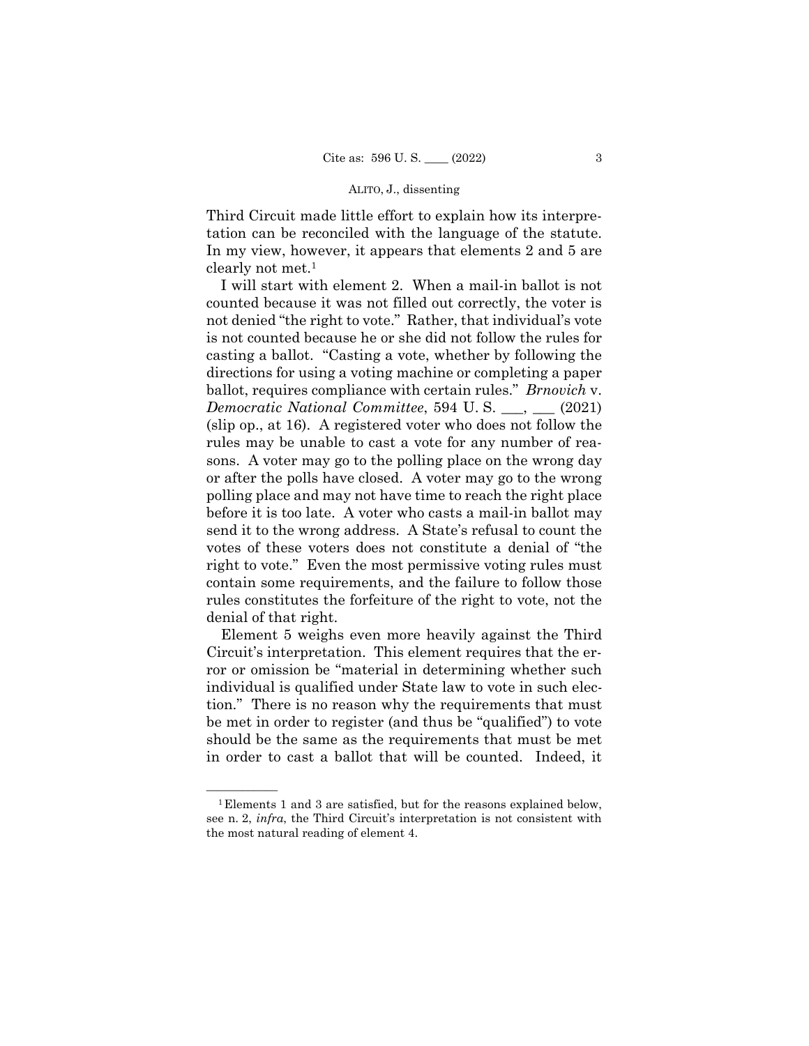Third Circuit made little effort to explain how its interpretation can be reconciled with the language of the statute. In my view, however, it appears that elements 2 and 5 are clearly not met.[1]

I will start with element 2. When a mail-in ballot is not counted because it was not filled out correctly, the voter is not denied "the right to vote." Rather, that individual's vote is not counted because he or she did not follow the rules for casting a ballot. "Casting a vote, whether by following the directions for using a voting machine or completing a paper ballot, requires compliance with certain rules." *Brnovich* v. *Democratic National Committee*, 594 U. S. ___, ___ (2021) (slip op., at 16). A registered voter who does not follow the rules may be unable to cast a vote for any number of reasons. A voter may go to the polling place on the wrong day or after the polls have closed. A voter may go to the wrong polling place and may not have time to reach the right place before it is too late. A voter who casts a mail-in ballot may send it to the wrong address. A State's refusal to count the votes of these voters does not constitute a denial of "the right to vote." Even the most permissive voting rules must contain some requirements, and the failure to follow those rules constitutes the forfeiture of the right to vote, not the denial of that right.

Element 5 weighs even more heavily against the Third Circuit's interpretation. This element requires that the error or omission be "material in determining whether such individual is qualified under State law to vote in such election." There is no reason why the requirements that must be met in order to register (and thus be "qualified") to vote should be the same as the requirements that must be met in order to cast a ballot that will be counted. Indeed, it

---

[1] Elements 1 and 3 are satisfied, but for the reasons explained below, see n. 2, *infra*, the Third Circuit's interpretation is not consistent with the most natural reading of element 4.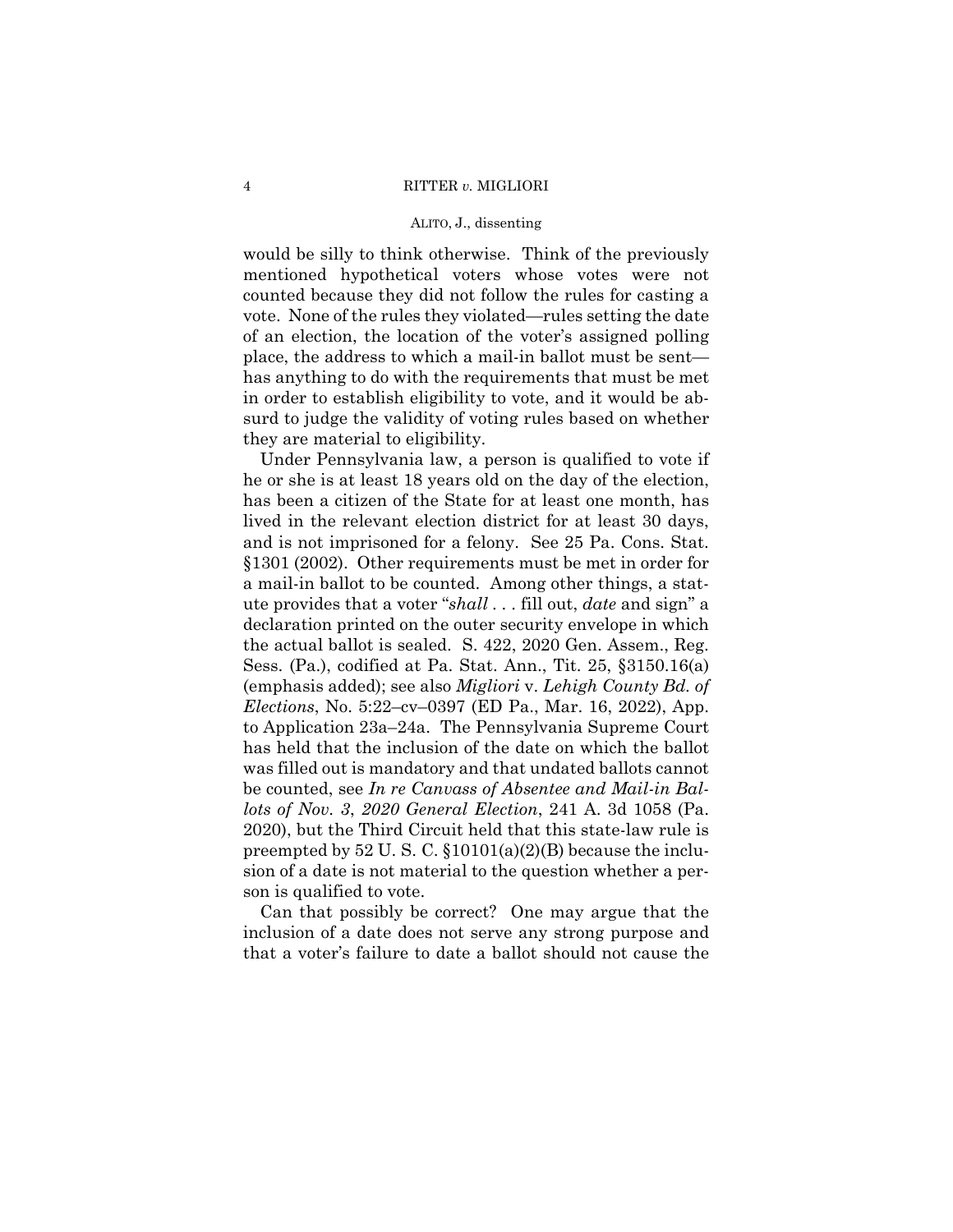would be silly to think otherwise. Think of the previously mentioned hypothetical voters whose votes were not counted because they did not follow the rules for casting a vote. None of the rules they violated—rules setting the date of an election, the location of the voter's assigned polling place, the address to which a mail-in ballot must be sent—has anything to do with the requirements that must be met in order to establish eligibility to vote, and it would be absurd to judge the validity of voting rules based on whether they are material to eligibility.

Under Pennsylvania law, a person is qualified to vote if he or she is at least 18 years old on the day of the election, has been a citizen of the State for at least one month, has lived in the relevant election district for at least 30 days, and is not imprisoned for a felony. See 25 Pa. Cons. Stat. §1301 (2002). Other requirements must be met in order for a mail-in ballot to be counted. Among other things, a statute provides that a voter "*shall* . . . fill out, *date* and sign" a declaration printed on the outer security envelope in which the actual ballot is sealed. S. 422, 2020 Gen. Assem., Reg. Sess. (Pa.), codified at Pa. Stat. Ann., Tit. 25, §3150.16(a) (emphasis added); see also *Migliori* v. *Lehigh County Bd. of Elections*, No. 5:22–cv–0397 (ED Pa., Mar. 16, 2022), App. to Application 23a–24a. The Pennsylvania Supreme Court has held that the inclusion of the date on which the ballot was filled out is mandatory and that undated ballots cannot be counted, see *In re Canvass of Absentee and Mail-in Ballots of Nov. 3, 2020 General Election*, 241 A. 3d 1058 (Pa. 2020), but the Third Circuit held that this state-law rule is preempted by 52 U. S. C. §10101(a)(2)(B) because the inclusion of a date is not material to the question whether a person is qualified to vote.

Can that possibly be correct? One may argue that the inclusion of a date does not serve any strong purpose and that a voter's failure to date a ballot should not cause the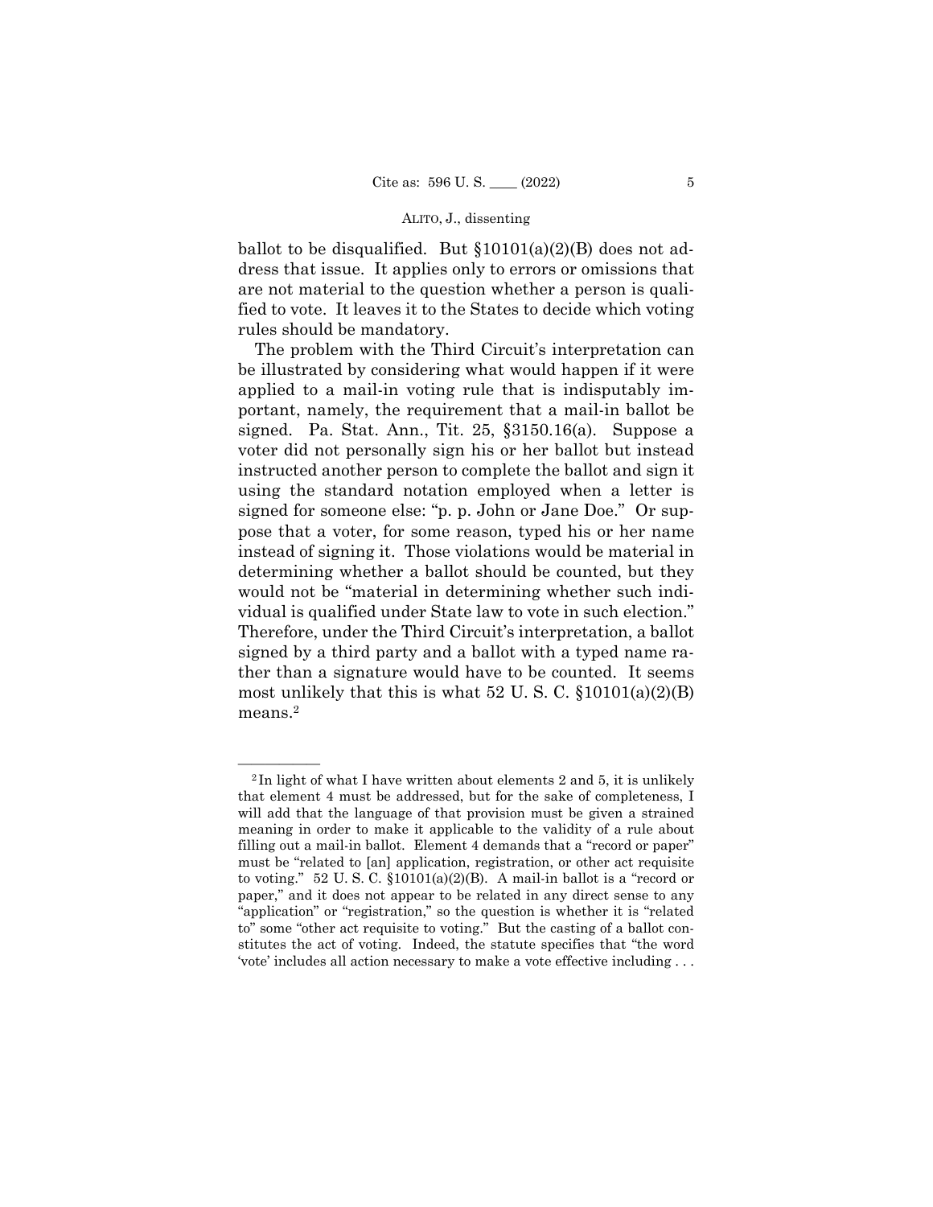ballot to be disqualified. But §10101(a)(2)(B) does not address that issue. It applies only to errors or omissions that are not material to the question whether a person is qualified to vote. It leaves it to the States to decide which voting rules should be mandatory.

The problem with the Third Circuit's interpretation can be illustrated by considering what would happen if it were applied to a mail-in voting rule that is indisputably important, namely, the requirement that a mail-in ballot be signed. Pa. Stat. Ann., Tit. 25, §3150.16(a). Suppose a voter did not personally sign his or her ballot but instead instructed another person to complete the ballot and sign it using the standard notation employed when a letter is signed for someone else: "p. p. John or Jane Doe." Or suppose that a voter, for some reason, typed his or her name instead of signing it. Those violations would be material in determining whether a ballot should be counted, but they would not be "material in determining whether such individual is qualified under State law to vote in such election." Therefore, under the Third Circuit's interpretation, a ballot signed by a third party and a ballot with a typed name rather than a signature would have to be counted. It seems most unlikely that this is what 52 U. S. C. §10101(a)(2)(B) means.[2]

---

[2] In light of what I have written about elements 2 and 5, it is unlikely that element 4 must be addressed, but for the sake of completeness, I will add that the language of that provision must be given a strained meaning in order to make it applicable to the validity of a rule about filling out a mail-in ballot. Element 4 demands that a "record or paper" must be "related to [an] application, registration, or other act requisite to voting." 52 U. S. C. §10101(a)(2)(B). A mail-in ballot is a "record or paper," and it does not appear to be related in any direct sense to any "application" or "registration," so the question is whether it is "related to" some "other act requisite to voting." But the casting of a ballot constitutes the act of voting. Indeed, the statute specifies that "the word 'vote' includes all action necessary to make a vote effective including . . .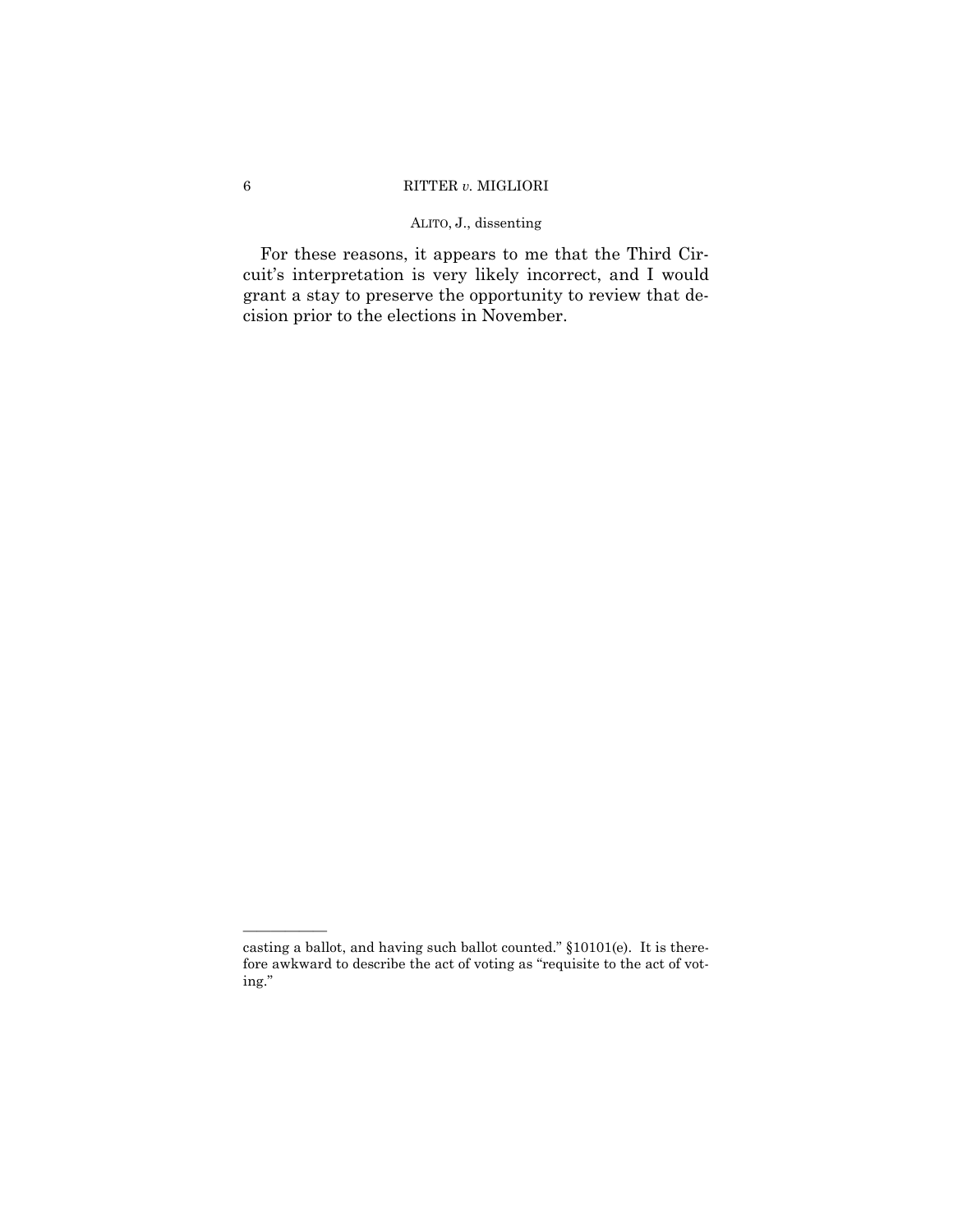For these reasons, it appears to me that the Third Circuit's interpretation is very likely incorrect, and I would grant a stay to preserve the opportunity to review that decision prior to the elections in November.

---

casting a ballot, and having such ballot counted." §10101(e). It is therefore awkward to describe the act of voting as "requisite to the act of voting."